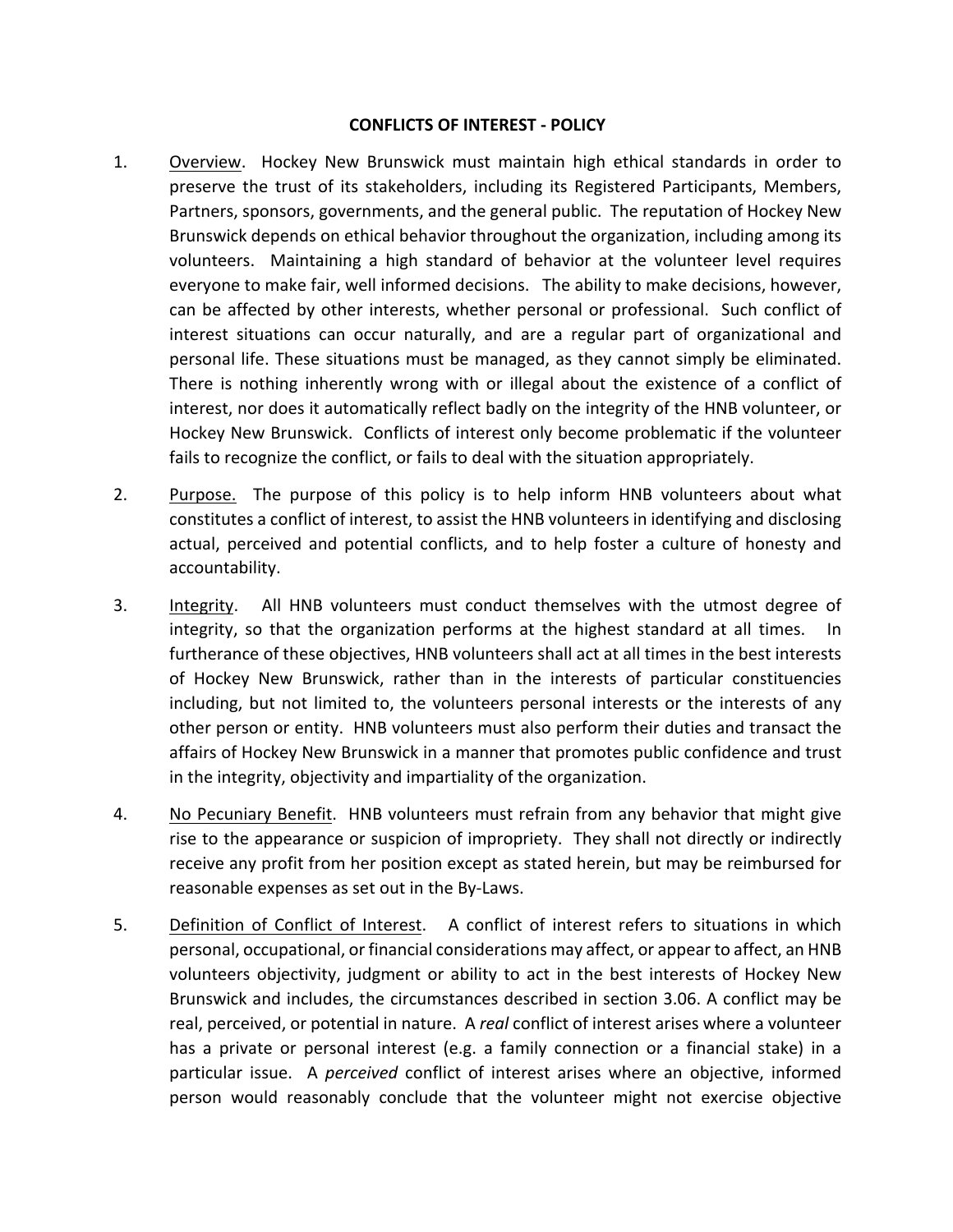# CONFLICTS OF INTEREST - POLICY

1. <u>Overview</u>. Hockey New Brunswick must maintain high ethical standards in order to preserve the trust of its stakeholders, including its Registered Participants, Members, Partners, sponsors, governments, and the general public. The reputation of Hockey New Brunswick depends on ethical behavior throughout the organization, including among its volunteers. Maintaining a high standard of behavior at the volunteer level requires everyone to make fair, well informed decisions. The ability to make decisions, however, can be affected by other interests, whether personal or professional. Such conflict of interest situations can occur naturally, and are a regular part of organizational and personal life. These situations must be managed, as they cannot simply be eliminated. There is nothing inherently wrong with or illegal about the existence of a conflict of interest, nor does it automatically reflect badly on the integrity of the HNB volunteer, or Hockey New Brunswick. Conflicts of interest only become problematic if the volunteer fails to recognize the conflict, or fails to deal with the situation appropriately.

2. <u>Purpose.</u> The purpose of this policy is to help inform HNB volunteers about what constitutes a conflict of interest, to assist the HNB volunteers in identifying and disclosing actual, perceived and potential conflicts, and to help foster a culture of honesty and accountability.

3. <u>Integrity</u>. All HNB volunteers must conduct themselves with the utmost degree of integrity, so that the organization performs at the highest standard at all times. In furtherance of these objectives, HNB volunteers shall act at all times in the best interests of Hockey New Brunswick, rather than in the interests of particular constituencies including, but not limited to, the volunteers personal interests or the interests of any other person or entity. HNB volunteers must also perform their duties and transact the affairs of Hockey New Brunswick in a manner that promotes public confidence and trust in the integrity, objectivity and impartiality of the organization.

4. <u>No Pecuniary Benefit</u>. HNB volunteers must refrain from any behavior that might give rise to the appearance or suspicion of impropriety. They shall not directly or indirectly receive any profit from her position except as stated herein, but may be reimbursed for reasonable expenses as set out in the By-Laws.

5. <u>Definition of Conflict of Interest</u>. A conflict of interest refers to situations in which personal, occupational, or financial considerations may affect, or appear to affect, an HNB volunteers objectivity, judgment or ability to act in the best interests of Hockey New Brunswick and includes, the circumstances described in section 3.06. A conflict may be real, perceived, or potential in nature. A *real* conflict of interest arises where a volunteer has a private or personal interest (e.g. a family connection or a financial stake) in a particular issue. A *perceived* conflict of interest arises where an objective, informed person would reasonably conclude that the volunteer might not exercise objective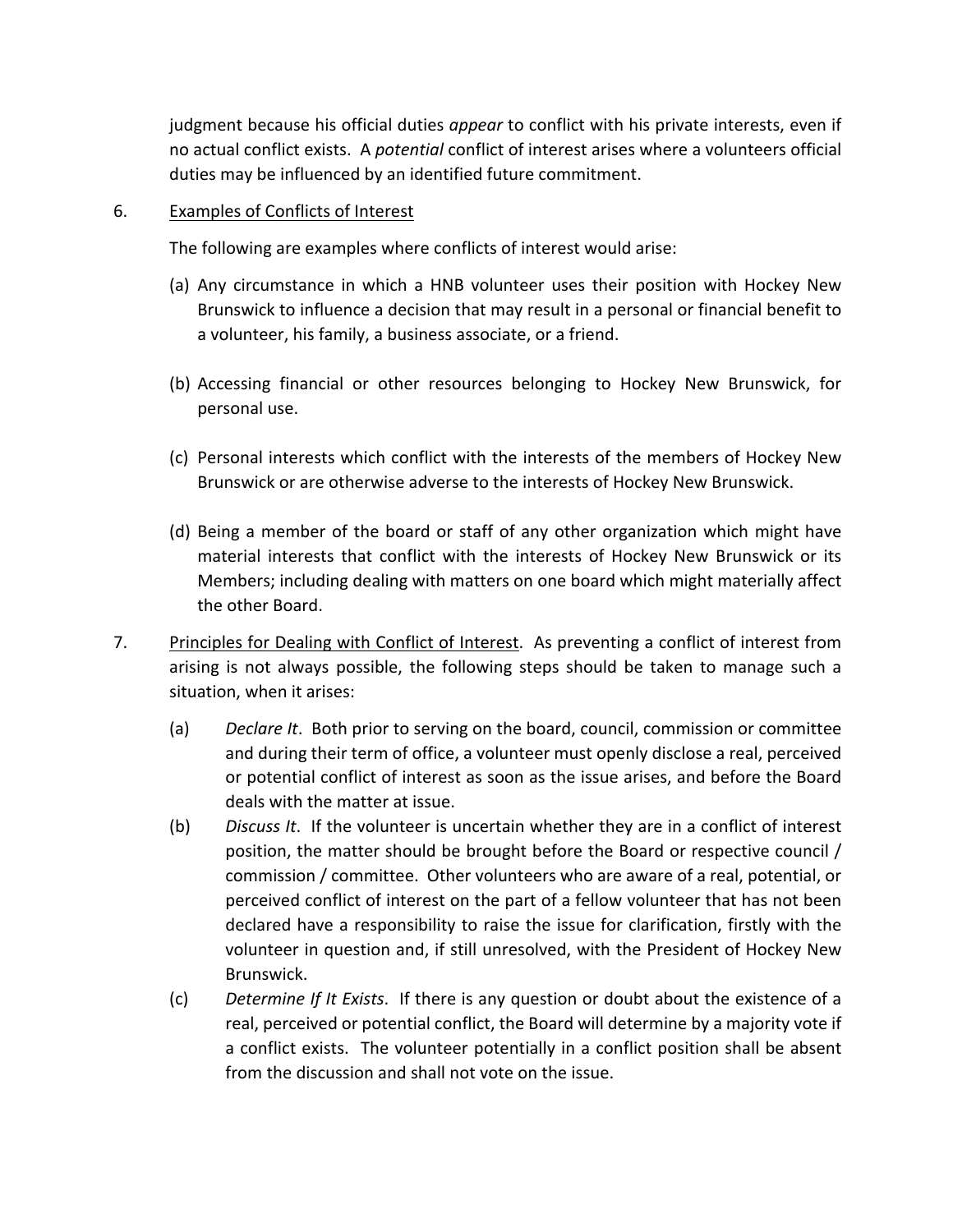judgment because his official duties *appear* to conflict with his private interests, even if no actual conflict exists. A *potential* conflict of interest arises where a volunteers official duties may be influenced by an identified future commitment.

6. <u>Examples of Conflicts of Interest</u>

   The following are examples where conflicts of interest would arise:

   (a) Any circumstance in which a HNB volunteer uses their position with Hockey New Brunswick to influence a decision that may result in a personal or financial benefit to a volunteer, his family, a business associate, or a friend.

   (b) Accessing financial or other resources belonging to Hockey New Brunswick, for personal use.

   (c) Personal interests which conflict with the interests of the members of Hockey New Brunswick or are otherwise adverse to the interests of Hockey New Brunswick.

   (d) Being a member of the board or staff of any other organization which might have material interests that conflict with the interests of Hockey New Brunswick or its Members; including dealing with matters on one board which might materially affect the other Board.

7. <u>Principles for Dealing with Conflict of Interest</u>. As preventing a conflict of interest from arising is not always possible, the following steps should be taken to manage such a situation, when it arises:

   (a) *Declare It*. Both prior to serving on the board, council, commission or committee and during their term of office, a volunteer must openly disclose a real, perceived or potential conflict of interest as soon as the issue arises, and before the Board deals with the matter at issue.

   (b) *Discuss It*. If the volunteer is uncertain whether they are in a conflict of interest position, the matter should be brought before the Board or respective council / commission / committee. Other volunteers who are aware of a real, potential, or perceived conflict of interest on the part of a fellow volunteer that has not been declared have a responsibility to raise the issue for clarification, firstly with the volunteer in question and, if still unresolved, with the President of Hockey New Brunswick.

   (c) *Determine If It Exists*. If there is any question or doubt about the existence of a real, perceived or potential conflict, the Board will determine by a majority vote if a conflict exists. The volunteer potentially in a conflict position shall be absent from the discussion and shall not vote on the issue.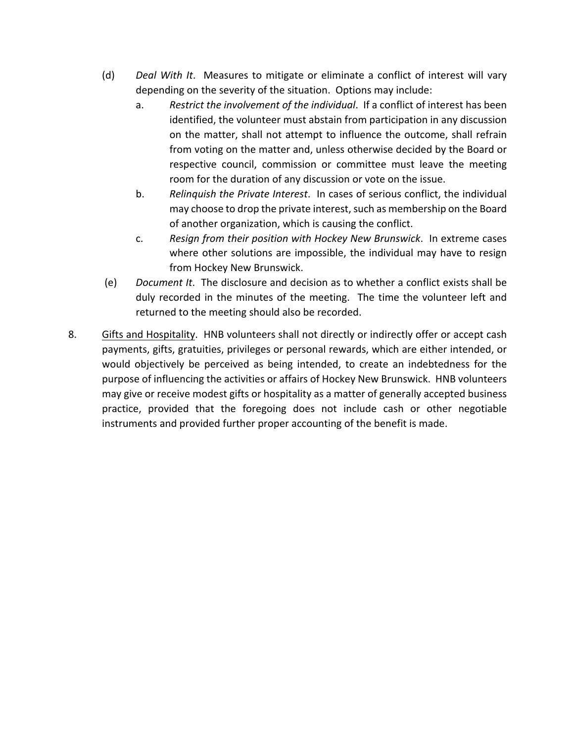(d) *Deal With It*. Measures to mitigate or eliminate a conflict of interest will vary depending on the severity of the situation. Options may include:

   a. *Restrict the involvement of the individual*. If a conflict of interest has been identified, the volunteer must abstain from participation in any discussion on the matter, shall not attempt to influence the outcome, shall refrain from voting on the matter and, unless otherwise decided by the Board or respective council, commission or committee must leave the meeting room for the duration of any discussion or vote on the issue.

   b. *Relinquish the Private Interest*. In cases of serious conflict, the individual may choose to drop the private interest, such as membership on the Board of another organization, which is causing the conflict.

   c. *Resign from their position with Hockey New Brunswick*. In extreme cases where other solutions are impossible, the individual may have to resign from Hockey New Brunswick.

(e) *Document It*. The disclosure and decision as to whether a conflict exists shall be duly recorded in the minutes of the meeting. The time the volunteer left and returned to the meeting should also be recorded.

8. <u>Gifts and Hospitality</u>. HNB volunteers shall not directly or indirectly offer or accept cash payments, gifts, gratuities, privileges or personal rewards, which are either intended, or would objectively be perceived as being intended, to create an indebtedness for the purpose of influencing the activities or affairs of Hockey New Brunswick. HNB volunteers may give or receive modest gifts or hospitality as a matter of generally accepted business practice, provided that the foregoing does not include cash or other negotiable instruments and provided further proper accounting of the benefit is made.